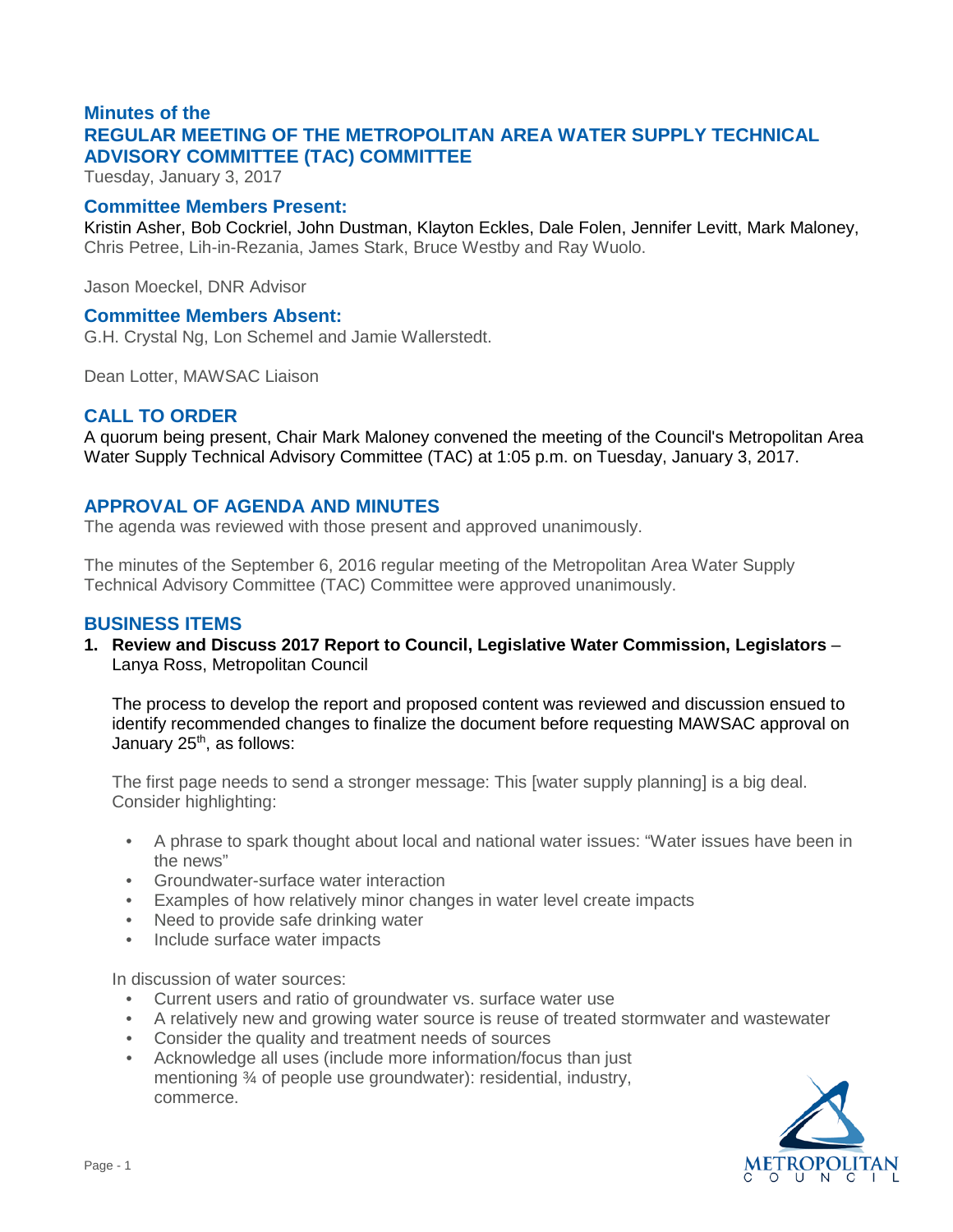# Minutes of the
# REGULAR MEETING OF THE METROPOLITAN AREA WATER SUPPLY TECHNICAL ADVISORY COMMITTEE (TAC) COMMITTEE

Tuesday, January 3, 2017

## Committee Members Present:

Kristin Asher, Bob Cockriel, John Dustman, Klayton Eckles, Dale Folen, Jennifer Levitt, Mark Maloney, Chris Petree, Lih-in-Rezania, James Stark, Bruce Westby and Ray Wuolo.

Jason Moeckel, DNR Advisor

## Committee Members Absent:

G.H. Crystal Ng, Lon Schemel and Jamie Wallerstedt.

Dean Lotter, MAWSAC Liaison

## CALL TO ORDER

A quorum being present, Chair Mark Maloney convened the meeting of the Council's Metropolitan Area Water Supply Technical Advisory Committee (TAC) at 1:05 p.m. on Tuesday, January 3, 2017.

## APPROVAL OF AGENDA AND MINUTES

The agenda was reviewed with those present and approved unanimously.

The minutes of the September 6, 2016 regular meeting of the Metropolitan Area Water Supply Technical Advisory Committee (TAC) Committee were approved unanimously.

## BUSINESS ITEMS

1. **Review and Discuss 2017 Report to Council, Legislative Water Commission, Legislators** – Lanya Ross, Metropolitan Council

   The process to develop the report and proposed content was reviewed and discussion ensued to identify recommended changes to finalize the document before requesting MAWSAC approval on January 25th, as follows:

   The first page needs to send a stronger message: This [water supply planning] is a big deal. Consider highlighting:

   - A phrase to spark thought about local and national water issues: “Water issues have been in the news”
   - Groundwater-surface water interaction
   - Examples of how relatively minor changes in water level create impacts
   - Need to provide safe drinking water
   - Include surface water impacts

   In discussion of water sources:

   - Current users and ratio of groundwater vs. surface water use
   - A relatively new and growing water source is reuse of treated stormwater and wastewater
   - Consider the quality and treatment needs of sources
   - Acknowledge all uses (include more information/focus than just mentioning ¾ of people use groundwater): residential, industry, commerce.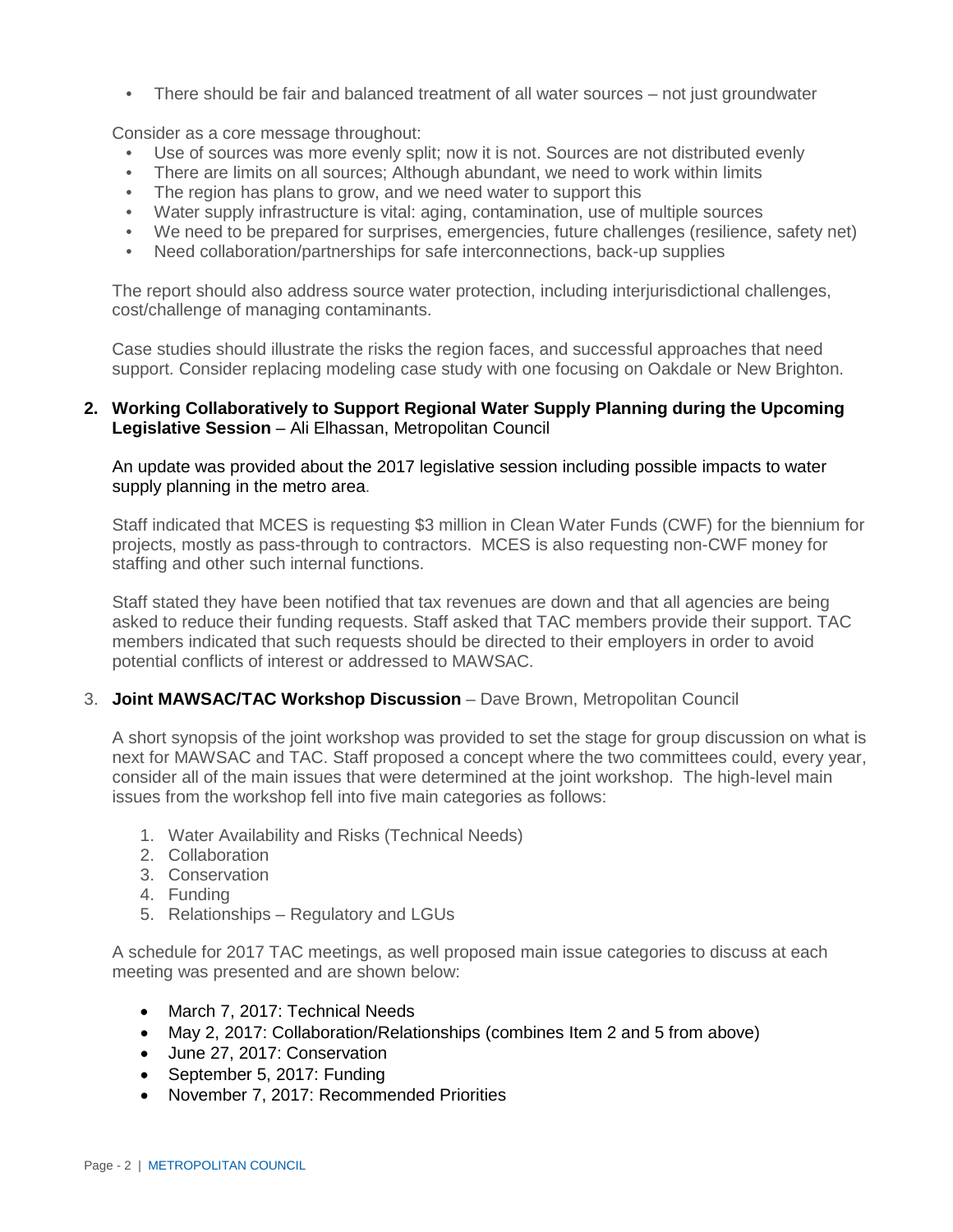- There should be fair and balanced treatment of all water sources – not just groundwater

Consider as a core message throughout:

- Use of sources was more evenly split; now it is not. Sources are not distributed evenly
- There are limits on all sources; Although abundant, we need to work within limits
- The region has plans to grow, and we need water to support this
- Water supply infrastructure is vital: aging, contamination, use of multiple sources
- We need to be prepared for surprises, emergencies, future challenges (resilience, safety net)
- Need collaboration/partnerships for safe interconnections, back-up supplies

The report should also address source water protection, including interjurisdictional challenges, cost/challenge of managing contaminants.

Case studies should illustrate the risks the region faces, and successful approaches that need support. Consider replacing modeling case study with one focusing on Oakdale or New Brighton.

**2. Working Collaboratively to Support Regional Water Supply Planning during the Upcoming Legislative Session** – Ali Elhassan, Metropolitan Council

An update was provided about the 2017 legislative session including possible impacts to water supply planning in the metro area.

Staff indicated that MCES is requesting $3 million in Clean Water Funds (CWF) for the biennium for projects, mostly as pass-through to contractors. MCES is also requesting non-CWF money for staffing and other such internal functions.

Staff stated they have been notified that tax revenues are down and that all agencies are being asked to reduce their funding requests. Staff asked that TAC members provide their support. TAC members indicated that such requests should be directed to their employers in order to avoid potential conflicts of interest or addressed to MAWSAC.

3. **Joint MAWSAC/TAC Workshop Discussion** – Dave Brown, Metropolitan Council

A short synopsis of the joint workshop was provided to set the stage for group discussion on what is next for MAWSAC and TAC. Staff proposed a concept where the two committees could, every year, consider all of the main issues that were determined at the joint workshop. The high-level main issues from the workshop fell into five main categories as follows:

1. Water Availability and Risks (Technical Needs)
2. Collaboration
3. Conservation
4. Funding
5. Relationships – Regulatory and LGUs

A schedule for 2017 TAC meetings, as well proposed main issue categories to discuss at each meeting was presented and are shown below:

- March 7, 2017: Technical Needs
- May 2, 2017: Collaboration/Relationships (combines Item 2 and 5 from above)
- June 27, 2017: Conservation
- September 5, 2017: Funding
- November 7, 2017: Recommended Priorities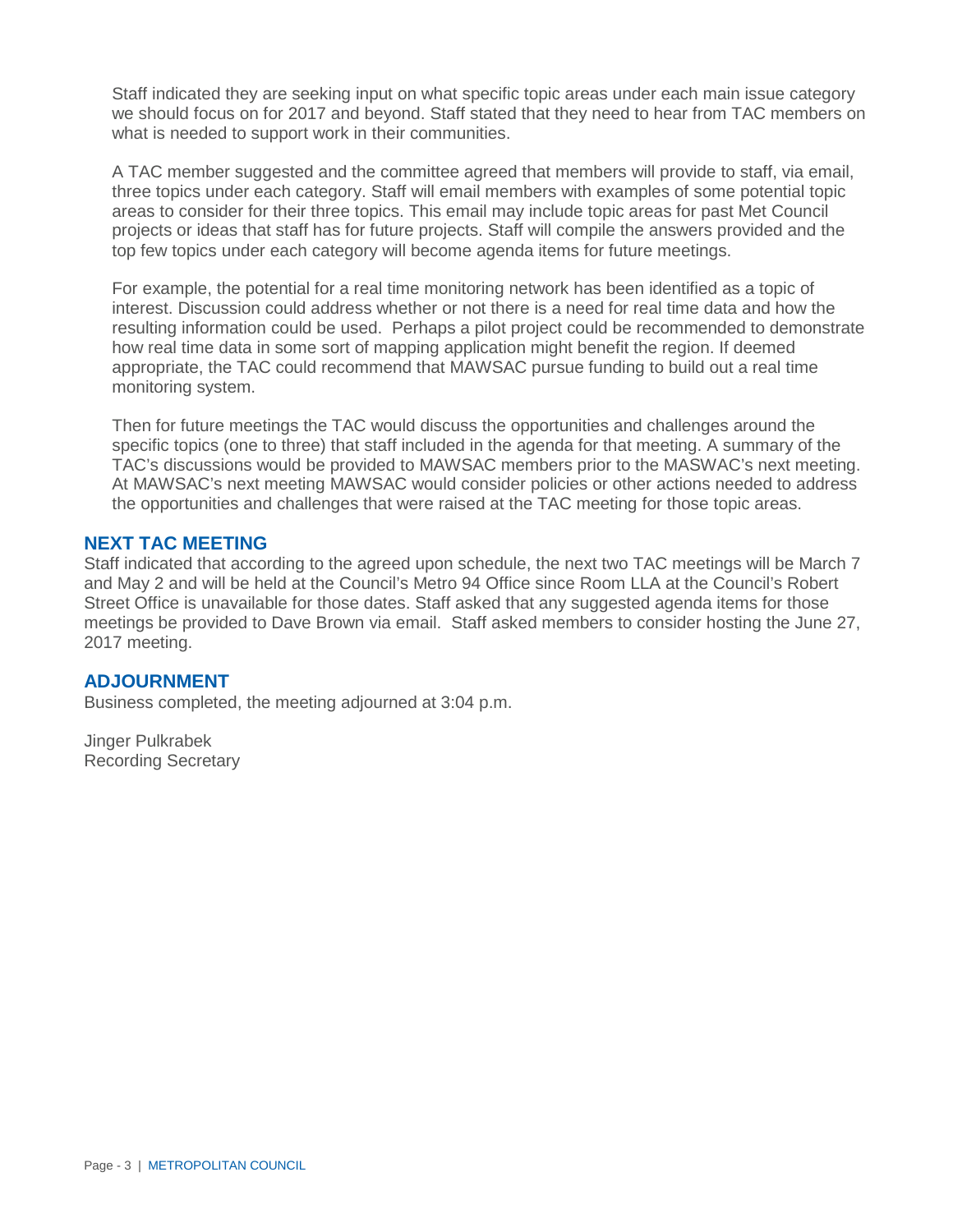Staff indicated they are seeking input on what specific topic areas under each main issue category we should focus on for 2017 and beyond. Staff stated that they need to hear from TAC members on what is needed to support work in their communities.

A TAC member suggested and the committee agreed that members will provide to staff, via email, three topics under each category. Staff will email members with examples of some potential topic areas to consider for their three topics. This email may include topic areas for past Met Council projects or ideas that staff has for future projects. Staff will compile the answers provided and the top few topics under each category will become agenda items for future meetings.

For example, the potential for a real time monitoring network has been identified as a topic of interest. Discussion could address whether or not there is a need for real time data and how the resulting information could be used. Perhaps a pilot project could be recommended to demonstrate how real time data in some sort of mapping application might benefit the region. If deemed appropriate, the TAC could recommend that MAWSAC pursue funding to build out a real time monitoring system.

Then for future meetings the TAC would discuss the opportunities and challenges around the specific topics (one to three) that staff included in the agenda for that meeting. A summary of the TAC's discussions would be provided to MAWSAC members prior to the MASWAC's next meeting. At MAWSAC's next meeting MAWSAC would consider policies or other actions needed to address the opportunities and challenges that were raised at the TAC meeting for those topic areas.

## NEXT TAC MEETING

Staff indicated that according to the agreed upon schedule, the next two TAC meetings will be March 7 and May 2 and will be held at the Council's Metro 94 Office since Room LLA at the Council's Robert Street Office is unavailable for those dates. Staff asked that any suggested agenda items for those meetings be provided to Dave Brown via email. Staff asked members to consider hosting the June 27, 2017 meeting.

## ADJOURNMENT

Business completed, the meeting adjourned at 3:04 p.m.

Jinger Pulkrabek
Recording Secretary